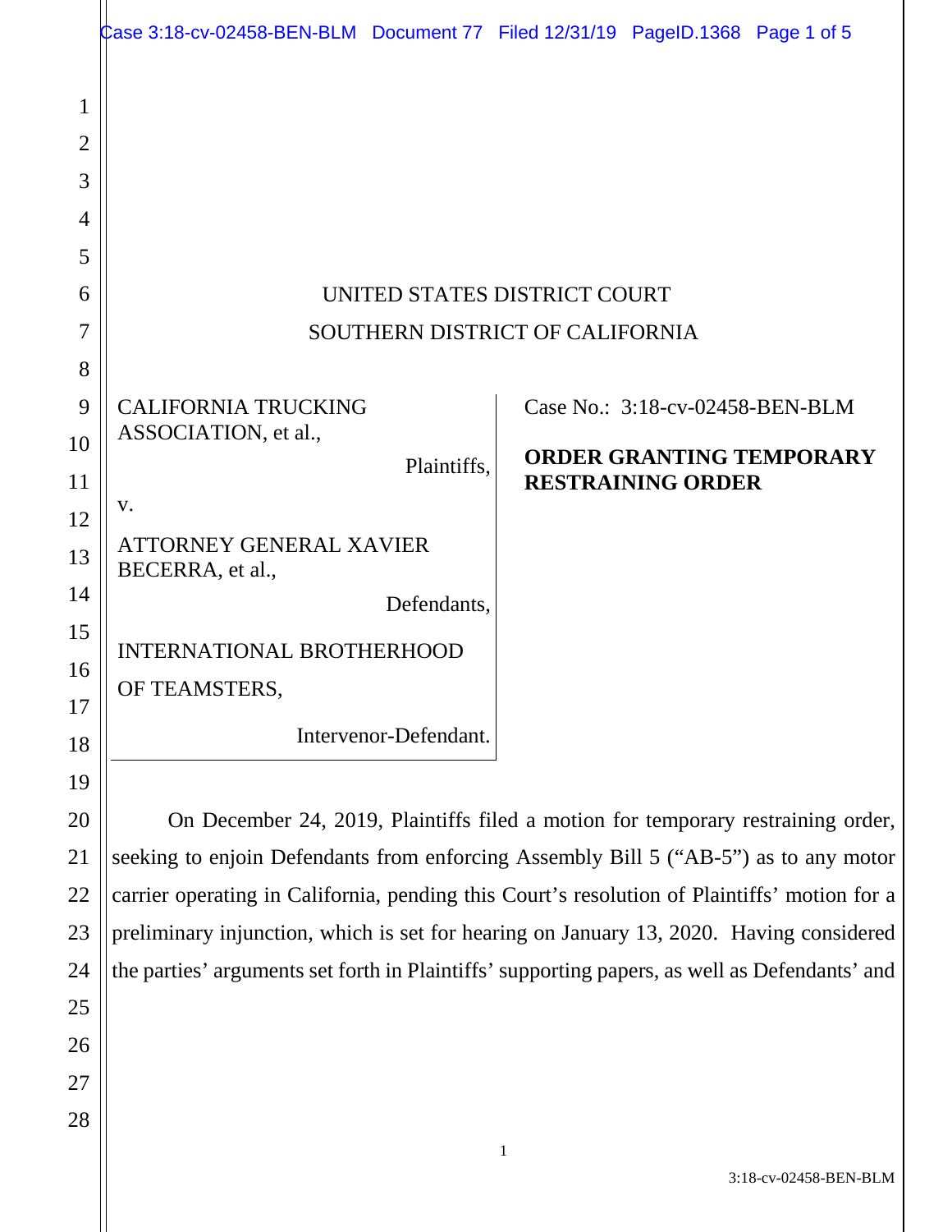UNITED STATES DISTRICT COURT

SOUTHERN DISTRICT OF CALIFORNIA

CALIFORNIA TRUCKING ASSOCIATION, et al.,

Plaintiffs,

v.

ATTORNEY GENERAL XAVIER BECERRA, et al.,

Defendants,

INTERNATIONAL BROTHERHOOD OF TEAMSTERS,

Intervenor-Defendant.

Case No.: 3:18-cv-02458-BEN-BLM

**ORDER GRANTING TEMPORARY RESTRAINING ORDER**

On December 24, 2019, Plaintiffs filed a motion for temporary restraining order, seeking to enjoin Defendants from enforcing Assembly Bill 5 ("AB-5") as to any motor carrier operating in California, pending this Court's resolution of Plaintiffs' motion for a preliminary injunction, which is set for hearing on January 13, 2020. Having considered the parties' arguments set forth in Plaintiffs' supporting papers, as well as Defendants' and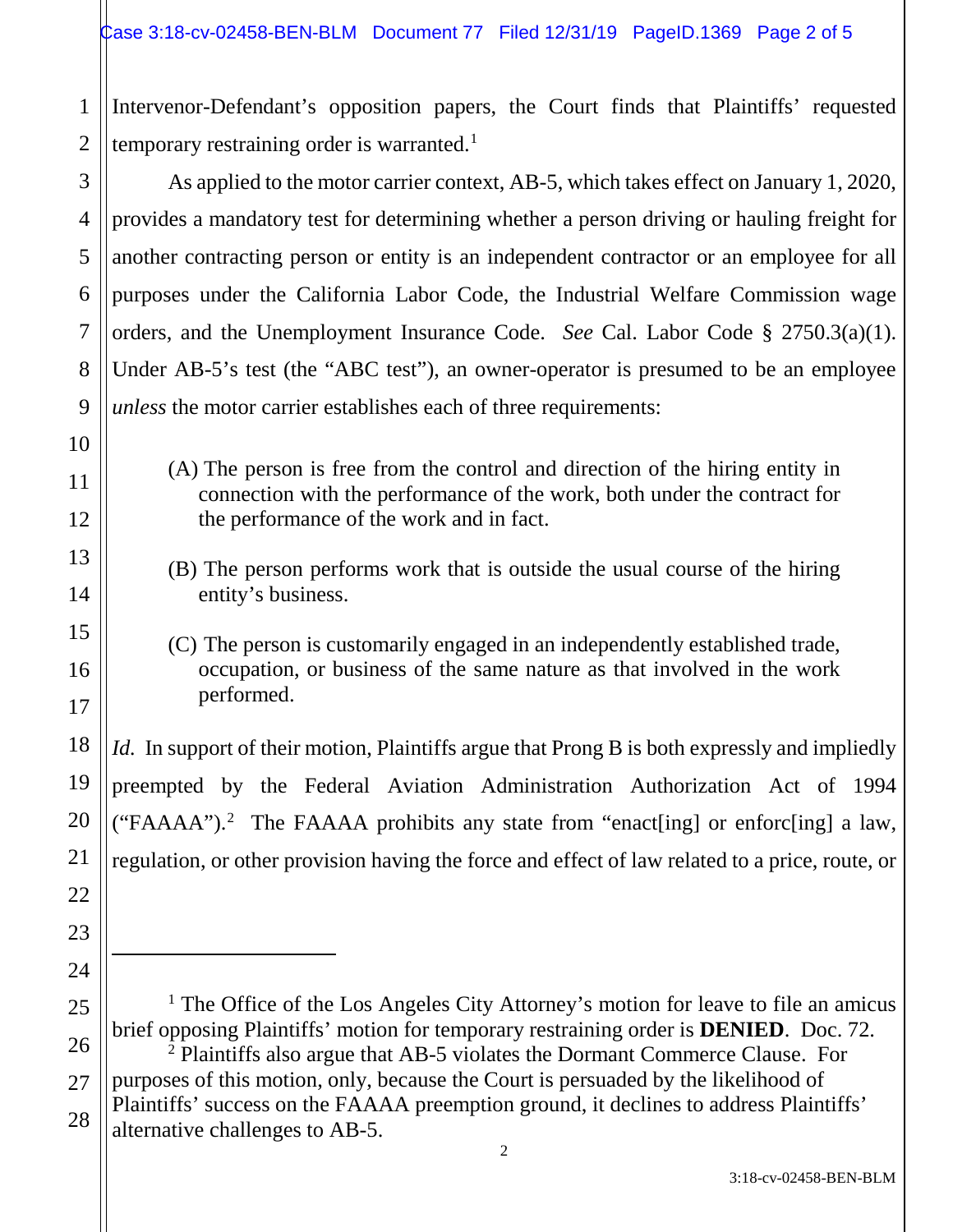Intervenor-Defendant's opposition papers, the Court finds that Plaintiffs' requested temporary restraining order is warranted.[1]

As applied to the motor carrier context, AB-5, which takes effect on January 1, 2020, provides a mandatory test for determining whether a person driving or hauling freight for another contracting person or entity is an independent contractor or an employee for all purposes under the California Labor Code, the Industrial Welfare Commission wage orders, and the Unemployment Insurance Code. *See* Cal. Labor Code § 2750.3(a)(1). Under AB-5's test (the "ABC test"), an owner-operator is presumed to be an employee *unless* the motor carrier establishes each of three requirements:

> (A) The person is free from the control and direction of the hiring entity in connection with the performance of the work, both under the contract for the performance of the work and in fact.
>
> (B) The person performs work that is outside the usual course of the hiring entity's business.
>
> (C) The person is customarily engaged in an independently established trade, occupation, or business of the same nature as that involved in the work performed.

*Id.* In support of their motion, Plaintiffs argue that Prong B is both expressly and impliedly preempted by the Federal Aviation Administration Authorization Act of 1994 ("FAAAA").[2] The FAAAA prohibits any state from "enact[ing] or enforc[ing] a law, regulation, or other provision having the force and effect of law related to a price, route, or

---

[1] The Office of the Los Angeles City Attorney's motion for leave to file an amicus brief opposing Plaintiffs' motion for temporary restraining order is **DENIED**. Doc. 72.

[2] Plaintiffs also argue that AB-5 violates the Dormant Commerce Clause. For purposes of this motion, only, because the Court is persuaded by the likelihood of Plaintiffs' success on the FAAAA preemption ground, it declines to address Plaintiffs' alternative challenges to AB-5.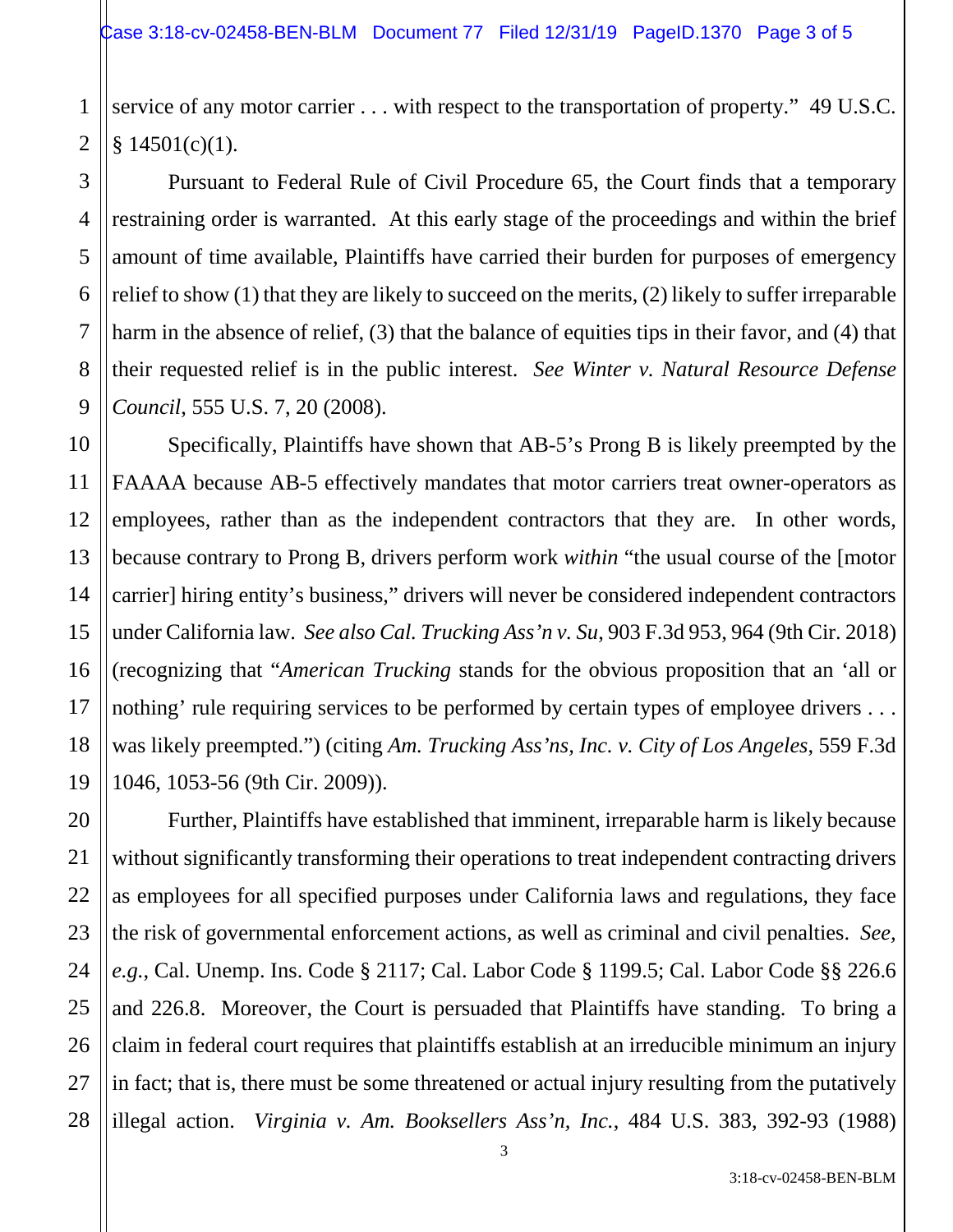service of any motor carrier . . . with respect to the transportation of property." 49 U.S.C. § 14501(c)(1).

Pursuant to Federal Rule of Civil Procedure 65, the Court finds that a temporary restraining order is warranted. At this early stage of the proceedings and within the brief amount of time available, Plaintiffs have carried their burden for purposes of emergency relief to show (1) that they are likely to succeed on the merits, (2) likely to suffer irreparable harm in the absence of relief, (3) that the balance of equities tips in their favor, and (4) that their requested relief is in the public interest. *See Winter v. Natural Resource Defense Council*, 555 U.S. 7, 20 (2008).

Specifically, Plaintiffs have shown that AB-5's Prong B is likely preempted by the FAAAA because AB-5 effectively mandates that motor carriers treat owner-operators as employees, rather than as the independent contractors that they are. In other words, because contrary to Prong B, drivers perform work *within* "the usual course of the [motor carrier] hiring entity's business," drivers will never be considered independent contractors under California law. *See also Cal. Trucking Ass'n v. Su*, 903 F.3d 953, 964 (9th Cir. 2018) (recognizing that "*American Trucking* stands for the obvious proposition that an 'all or nothing' rule requiring services to be performed by certain types of employee drivers . . . was likely preempted.") (citing *Am. Trucking Ass'ns, Inc. v. City of Los Angeles*, 559 F.3d 1046, 1053-56 (9th Cir. 2009)).

Further, Plaintiffs have established that imminent, irreparable harm is likely because without significantly transforming their operations to treat independent contracting drivers as employees for all specified purposes under California laws and regulations, they face the risk of governmental enforcement actions, as well as criminal and civil penalties. *See, e.g.*, Cal. Unemp. Ins. Code § 2117; Cal. Labor Code § 1199.5; Cal. Labor Code §§ 226.6 and 226.8. Moreover, the Court is persuaded that Plaintiffs have standing. To bring a claim in federal court requires that plaintiffs establish at an irreducible minimum an injury in fact; that is, there must be some threatened or actual injury resulting from the putatively illegal action. *Virginia v. Am. Booksellers Ass'n, Inc.*, 484 U.S. 383, 392-93 (1988)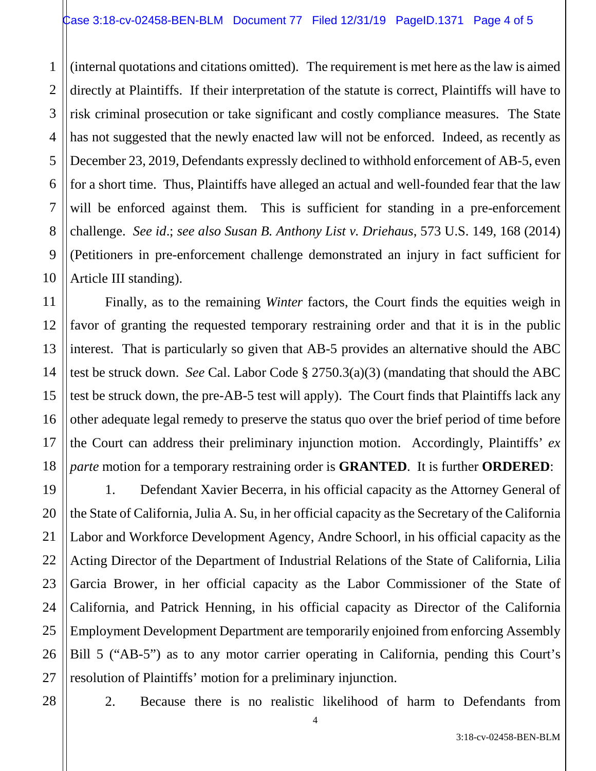(internal quotations and citations omitted). The requirement is met here as the law is aimed directly at Plaintiffs. If their interpretation of the statute is correct, Plaintiffs will have to risk criminal prosecution or take significant and costly compliance measures. The State has not suggested that the newly enacted law will not be enforced. Indeed, as recently as December 23, 2019, Defendants expressly declined to withhold enforcement of AB-5, even for a short time. Thus, Plaintiffs have alleged an actual and well-founded fear that the law will be enforced against them. This is sufficient for standing in a pre-enforcement challenge. *See id*.; *see also Susan B. Anthony List v. Driehaus*, 573 U.S. 149, 168 (2014) (Petitioners in pre-enforcement challenge demonstrated an injury in fact sufficient for Article III standing).

Finally, as to the remaining *Winter* factors, the Court finds the equities weigh in favor of granting the requested temporary restraining order and that it is in the public interest. That is particularly so given that AB-5 provides an alternative should the ABC test be struck down. *See* Cal. Labor Code § 2750.3(a)(3) (mandating that should the ABC test be struck down, the pre-AB-5 test will apply). The Court finds that Plaintiffs lack any other adequate legal remedy to preserve the status quo over the brief period of time before the Court can address their preliminary injunction motion. Accordingly, Plaintiffs' *ex parte* motion for a temporary restraining order is **GRANTED**. It is further **ORDERED**:

1. Defendant Xavier Becerra, in his official capacity as the Attorney General of the State of California, Julia A. Su, in her official capacity as the Secretary of the California Labor and Workforce Development Agency, Andre Schoorl, in his official capacity as the Acting Director of the Department of Industrial Relations of the State of California, Lilia Garcia Brower, in her official capacity as the Labor Commissioner of the State of California, and Patrick Henning, in his official capacity as Director of the California Employment Development Department are temporarily enjoined from enforcing Assembly Bill 5 ("AB-5") as to any motor carrier operating in California, pending this Court's resolution of Plaintiffs' motion for a preliminary injunction.

2. Because there is no realistic likelihood of harm to Defendants from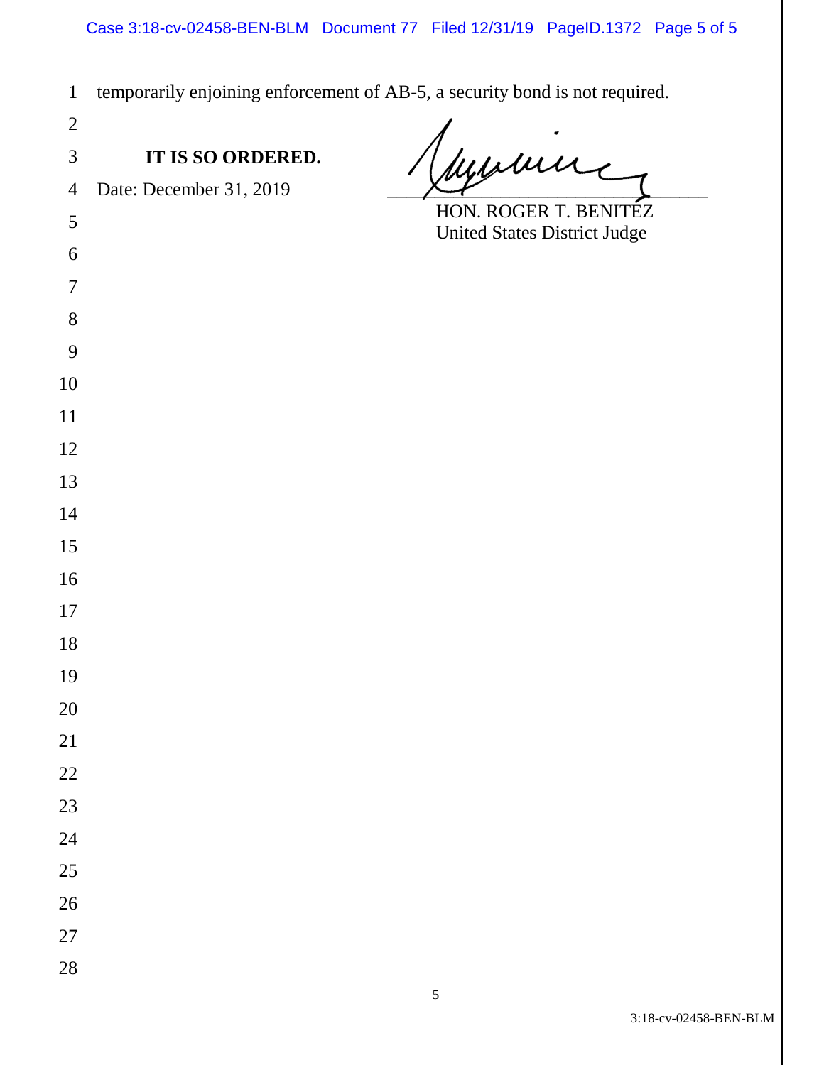temporarily enjoining enforcement of AB-5, a security bond is not required.

**IT IS SO ORDERED.**

Date: December 31, 2019

HON. ROGER T. BENITEZ
United States District Judge